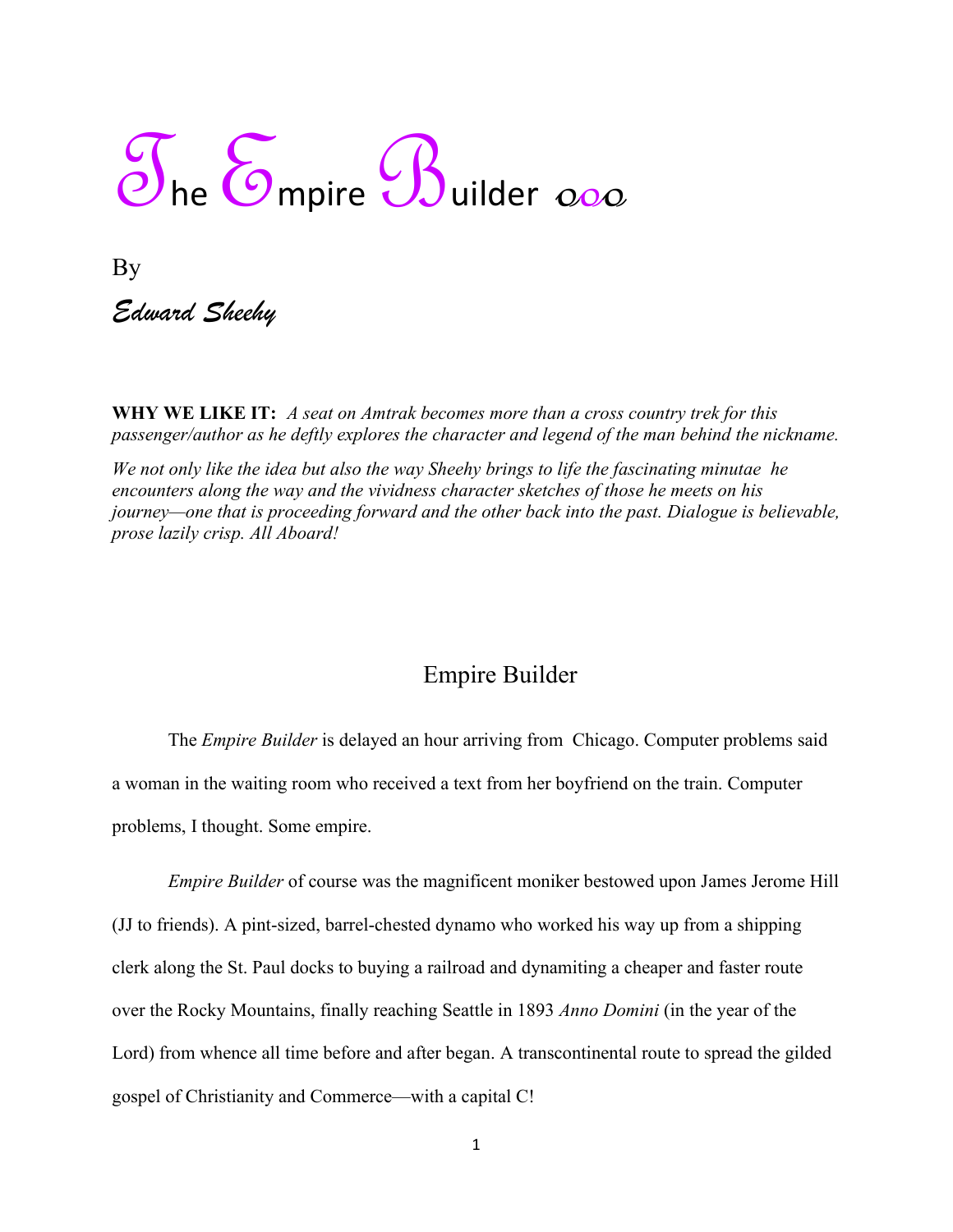# The Empire Builder

By

*Edward Sheehy*

**WHY WE LIKE IT:** *A seat on Amtrak becomes more than a cross country trek for this passenger/author as he deftly explores the character and legend of the man behind the nickname.*

*We not only like the idea but also the way Sheehy brings to life the fascinating minutae he encounters along the way and the vividness character sketches of those he meets on his journey—one that is proceeding forward and the other back into the past. Dialogue is believable, prose lazily crisp. All Aboard!*

## Empire Builder

The *Empire Builder* is delayed an hour arriving from Chicago. Computer problems said a woman in the waiting room who received a text from her boyfriend on the train. Computer problems, I thought. Some empire.

*Empire Builder* of course was the magnificent moniker bestowed upon James Jerome Hill (JJ to friends). A pint-sized, barrel-chested dynamo who worked his way up from a shipping clerk along the St. Paul docks to buying a railroad and dynamiting a cheaper and faster route over the Rocky Mountains, finally reaching Seattle in 1893 *Anno Domini* (in the year of the Lord) from whence all time before and after began. A transcontinental route to spread the gilded gospel of Christianity and Commerce—with a capital C!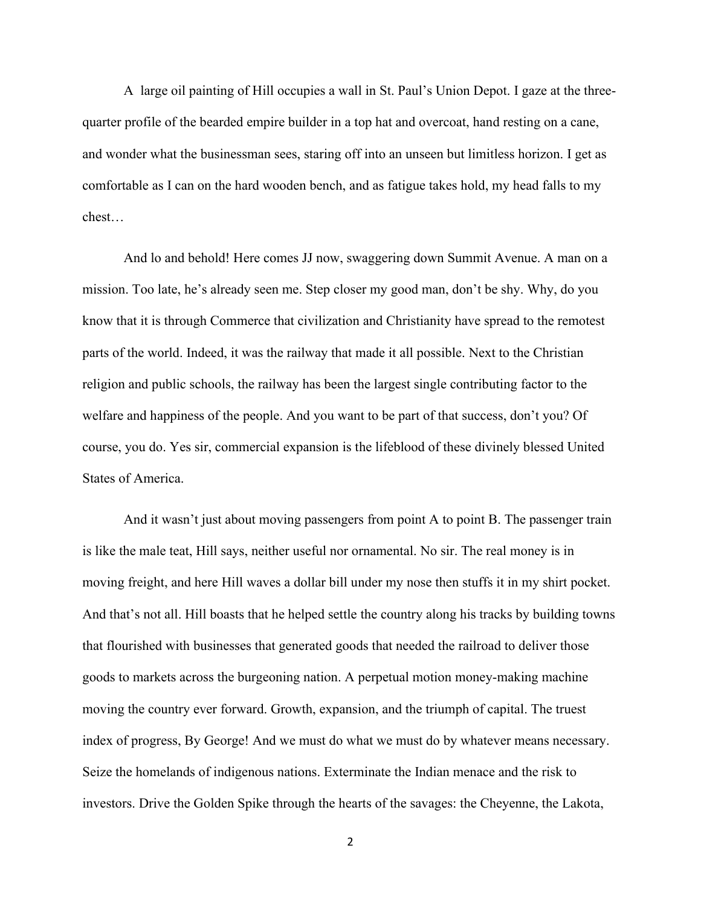A large oil painting of Hill occupies a wall in St. Paul's Union Depot. I gaze at the three-quarter profile of the bearded empire builder in a top hat and overcoat, hand resting on a cane, and wonder what the businessman sees, staring off into an unseen but limitless horizon. I get as comfortable as I can on the hard wooden bench, and as fatigue takes hold, my head falls to my chest…

And lo and behold! Here comes JJ now, swaggering down Summit Avenue. A man on a mission. Too late, he's already seen me. Step closer my good man, don't be shy. Why, do you know that it is through Commerce that civilization and Christianity have spread to the remotest parts of the world. Indeed, it was the railway that made it all possible. Next to the Christian religion and public schools, the railway has been the largest single contributing factor to the welfare and happiness of the people. And you want to be part of that success, don't you? Of course, you do. Yes sir, commercial expansion is the lifeblood of these divinely blessed United States of America.

And it wasn't just about moving passengers from point A to point B. The passenger train is like the male teat, Hill says, neither useful nor ornamental. No sir. The real money is in moving freight, and here Hill waves a dollar bill under my nose then stuffs it in my shirt pocket. And that's not all. Hill boasts that he helped settle the country along his tracks by building towns that flourished with businesses that generated goods that needed the railroad to deliver those goods to markets across the burgeoning nation. A perpetual motion money-making machine moving the country ever forward. Growth, expansion, and the triumph of capital. The truest index of progress, By George! And we must do what we must do by whatever means necessary. Seize the homelands of indigenous nations. Exterminate the Indian menace and the risk to investors. Drive the Golden Spike through the hearts of the savages: the Cheyenne, the Lakota,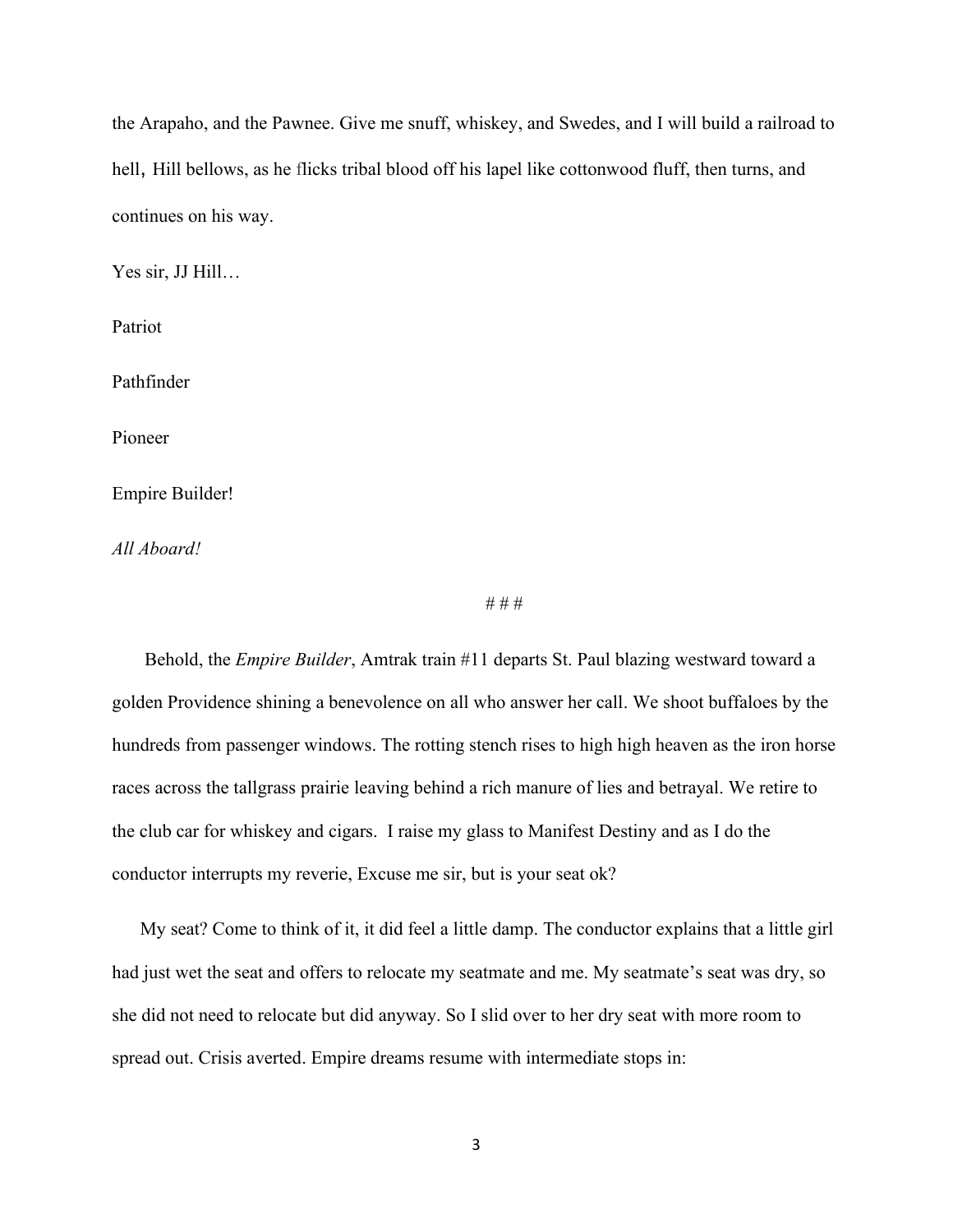the Arapaho, and the Pawnee. Give me snuff, whiskey, and Swedes, and I will build a railroad to hell, Hill bellows, as he flicks tribal blood off his lapel like cottonwood fluff, then turns, and continues on his way.

Yes sir, JJ Hill…

Patriot

Pathfinder

Pioneer

Empire Builder!

*All Aboard!*

# # #

Behold, the *Empire Builder*, Amtrak train #11 departs St. Paul blazing westward toward a golden Providence shining a benevolence on all who answer her call. We shoot buffaloes by the hundreds from passenger windows. The rotting stench rises to high high heaven as the iron horse races across the tallgrass prairie leaving behind a rich manure of lies and betrayal. We retire to the club car for whiskey and cigars. I raise my glass to Manifest Destiny and as I do the conductor interrupts my reverie, Excuse me sir, but is your seat ok?

My seat? Come to think of it, it did feel a little damp. The conductor explains that a little girl had just wet the seat and offers to relocate my seatmate and me. My seatmate's seat was dry, so she did not need to relocate but did anyway. So I slid over to her dry seat with more room to spread out. Crisis averted. Empire dreams resume with intermediate stops in: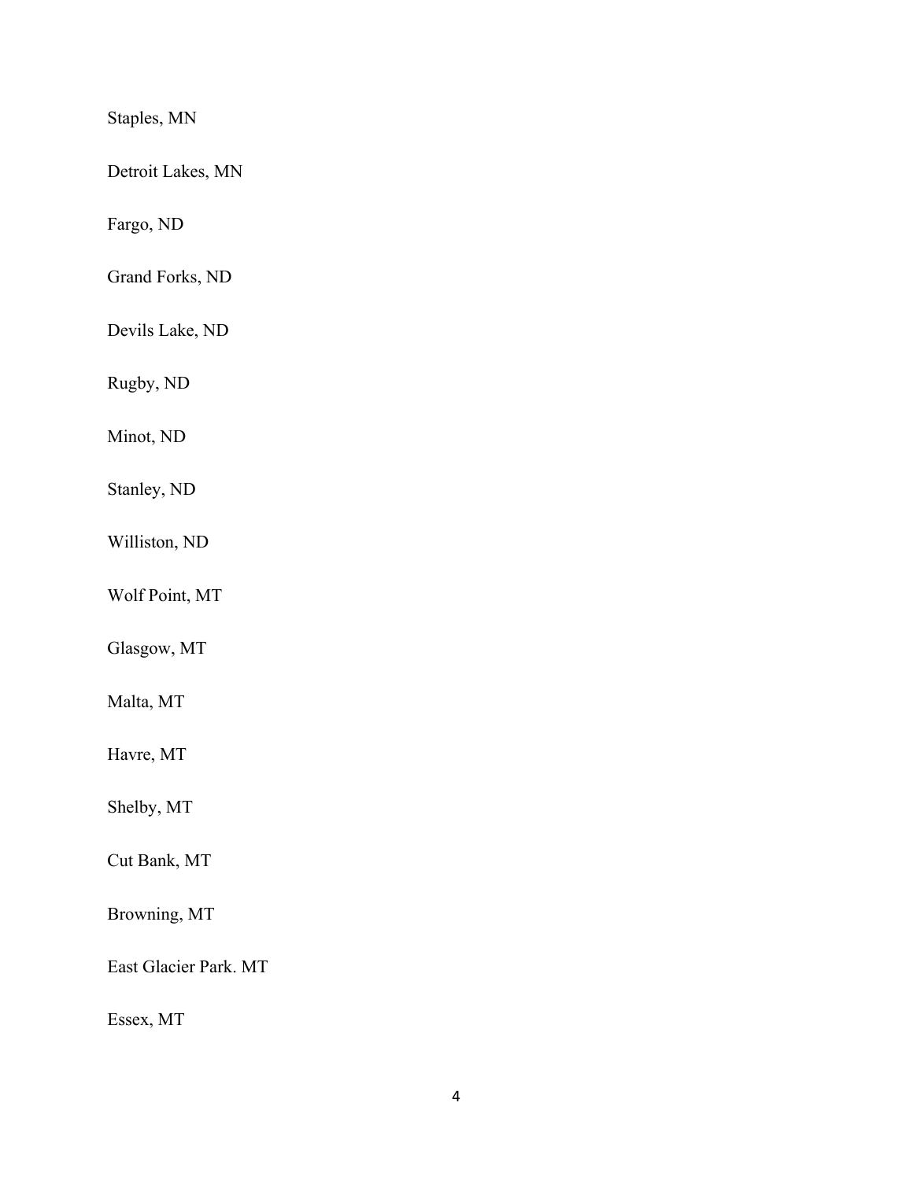Staples, MN

Detroit Lakes, MN

Fargo, ND

Grand Forks, ND

Devils Lake, ND

Rugby, ND

Minot, ND

Stanley, ND

Williston, ND

Wolf Point, MT

Glasgow, MT

Malta, MT

Havre, MT

Shelby, MT

Cut Bank, MT

Browning, MT

East Glacier Park. MT

Essex, MT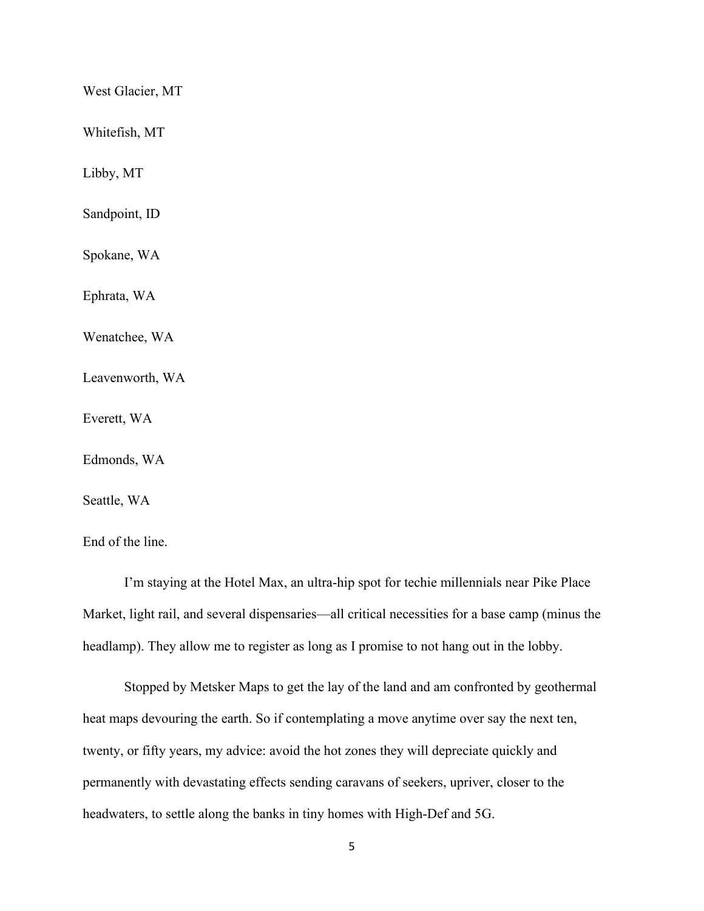West Glacier, MT

Whitefish, MT

Libby, MT

Sandpoint, ID

Spokane, WA

Ephrata, WA

Wenatchee, WA

Leavenworth, WA

Everett, WA

Edmonds, WA

Seattle, WA

End of the line.

I'm staying at the Hotel Max, an ultra-hip spot for techie millennials near Pike Place Market, light rail, and several dispensaries—all critical necessities for a base camp (minus the headlamp). They allow me to register as long as I promise to not hang out in the lobby.

Stopped by Metsker Maps to get the lay of the land and am confronted by geothermal heat maps devouring the earth. So if contemplating a move anytime over say the next ten, twenty, or fifty years, my advice: avoid the hot zones they will depreciate quickly and permanently with devastating effects sending caravans of seekers, upriver, closer to the headwaters, to settle along the banks in tiny homes with High-Def and 5G.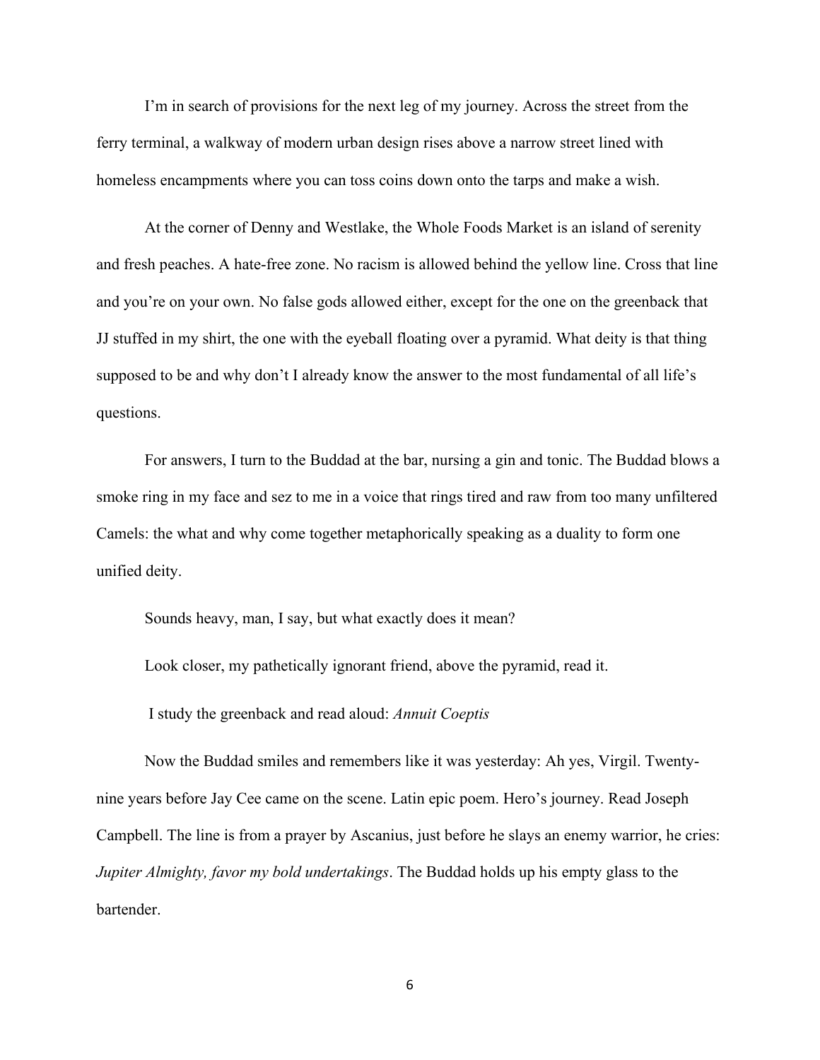I'm in search of provisions for the next leg of my journey. Across the street from the ferry terminal, a walkway of modern urban design rises above a narrow street lined with homeless encampments where you can toss coins down onto the tarps and make a wish.

At the corner of Denny and Westlake, the Whole Foods Market is an island of serenity and fresh peaches. A hate-free zone. No racism is allowed behind the yellow line. Cross that line and you're on your own. No false gods allowed either, except for the one on the greenback that JJ stuffed in my shirt, the one with the eyeball floating over a pyramid. What deity is that thing supposed to be and why don't I already know the answer to the most fundamental of all life's questions.

For answers, I turn to the Buddad at the bar, nursing a gin and tonic. The Buddad blows a smoke ring in my face and sez to me in a voice that rings tired and raw from too many unfiltered Camels: the what and why come together metaphorically speaking as a duality to form one unified deity.

Sounds heavy, man, I say, but what exactly does it mean?

Look closer, my pathetically ignorant friend, above the pyramid, read it.

I study the greenback and read aloud: *Annuit Coeptis*

Now the Buddad smiles and remembers like it was yesterday: Ah yes, Virgil. Twenty-nine years before Jay Cee came on the scene. Latin epic poem. Hero's journey. Read Joseph Campbell. The line is from a prayer by Ascanius, just before he slays an enemy warrior, he cries: *Jupiter Almighty, favor my bold undertakings*. The Buddad holds up his empty glass to the bartender.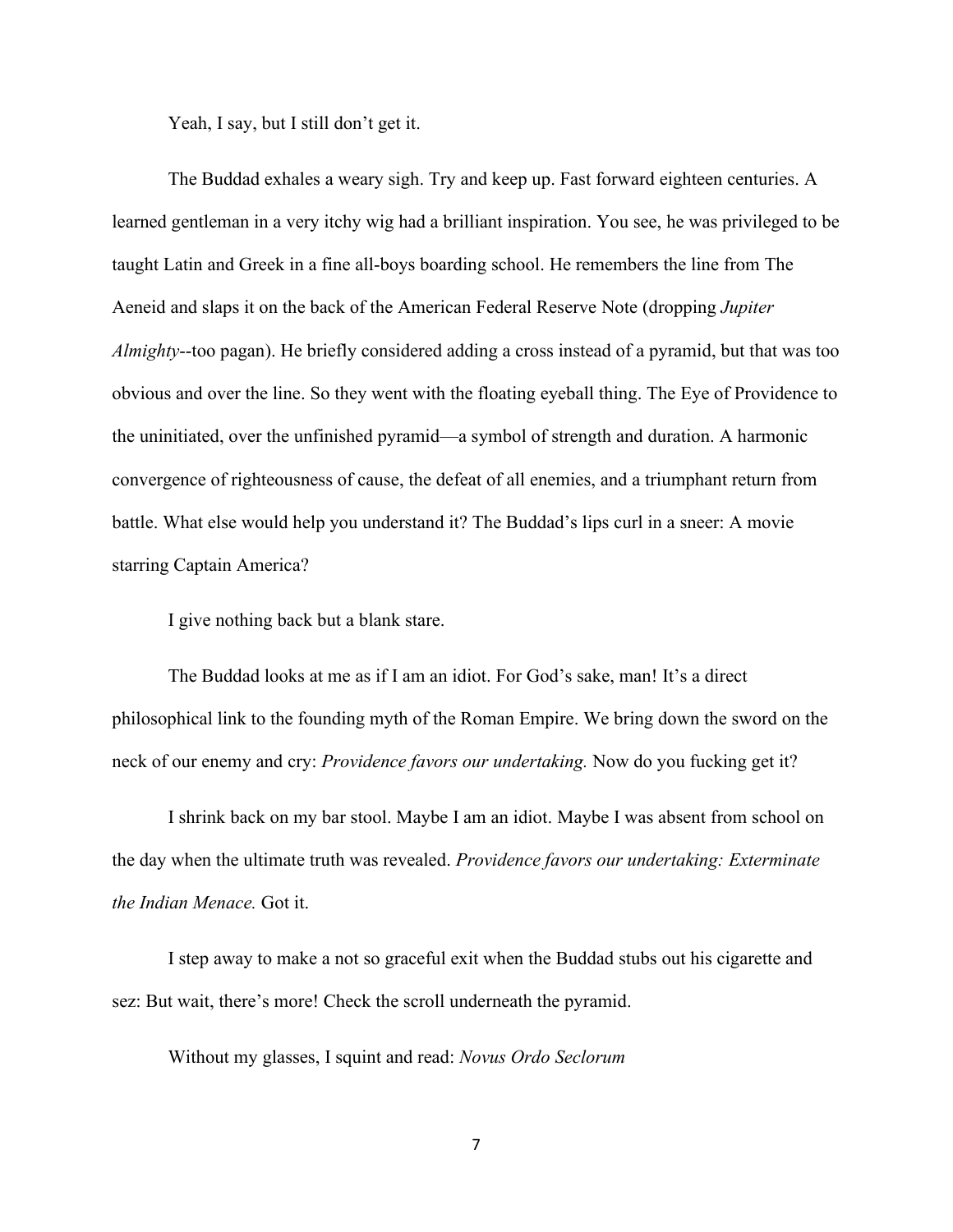Yeah, I say, but I still don't get it.

The Buddad exhales a weary sigh. Try and keep up. Fast forward eighteen centuries. A learned gentleman in a very itchy wig had a brilliant inspiration. You see, he was privileged to be taught Latin and Greek in a fine all-boys boarding school. He remembers the line from The Aeneid and slaps it on the back of the American Federal Reserve Note (dropping *Jupiter Almighty*--too pagan). He briefly considered adding a cross instead of a pyramid, but that was too obvious and over the line. So they went with the floating eyeball thing. The Eye of Providence to the uninitiated, over the unfinished pyramid—a symbol of strength and duration. A harmonic convergence of righteousness of cause, the defeat of all enemies, and a triumphant return from battle. What else would help you understand it? The Buddad's lips curl in a sneer: A movie starring Captain America?

I give nothing back but a blank stare.

The Buddad looks at me as if I am an idiot. For God's sake, man! It's a direct philosophical link to the founding myth of the Roman Empire. We bring down the sword on the neck of our enemy and cry: *Providence favors our undertaking.* Now do you fucking get it?

I shrink back on my bar stool. Maybe I am an idiot. Maybe I was absent from school on the day when the ultimate truth was revealed. *Providence favors our undertaking: Exterminate the Indian Menace.* Got it.

I step away to make a not so graceful exit when the Buddad stubs out his cigarette and sez: But wait, there's more! Check the scroll underneath the pyramid.

Without my glasses, I squint and read: *Novus Ordo Seclorum*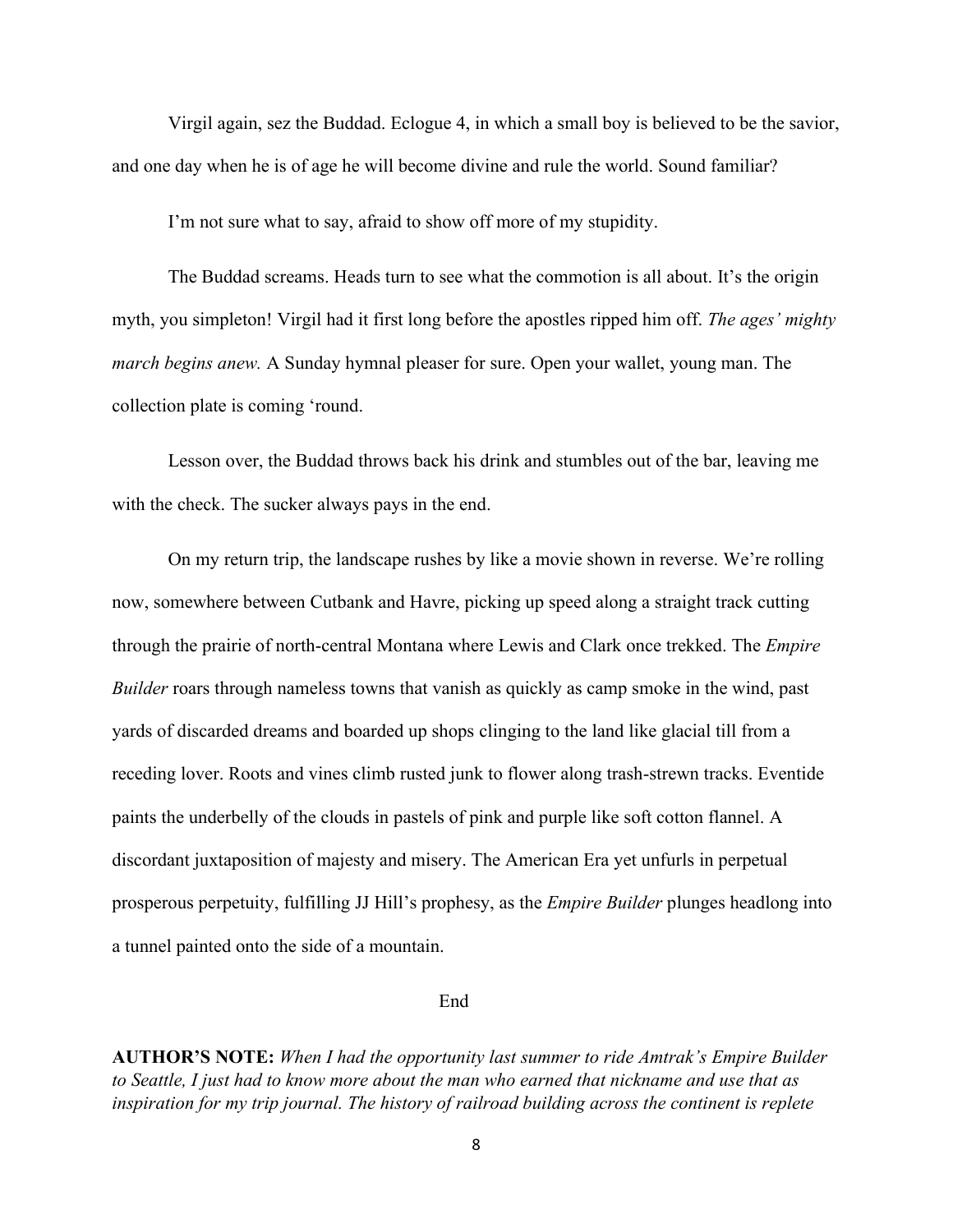Virgil again, sez the Buddad. Eclogue 4, in which a small boy is believed to be the savior, and one day when he is of age he will become divine and rule the world. Sound familiar?

I'm not sure what to say, afraid to show off more of my stupidity.

The Buddad screams. Heads turn to see what the commotion is all about. It's the origin myth, you simpleton! Virgil had it first long before the apostles ripped him off. *The ages' mighty march begins anew.* A Sunday hymnal pleaser for sure. Open your wallet, young man. The collection plate is coming 'round.

Lesson over, the Buddad throws back his drink and stumbles out of the bar, leaving me with the check. The sucker always pays in the end.

On my return trip, the landscape rushes by like a movie shown in reverse. We're rolling now, somewhere between Cutbank and Havre, picking up speed along a straight track cutting through the prairie of north-central Montana where Lewis and Clark once trekked. The *Empire Builder* roars through nameless towns that vanish as quickly as camp smoke in the wind, past yards of discarded dreams and boarded up shops clinging to the land like glacial till from a receding lover. Roots and vines climb rusted junk to flower along trash-strewn tracks. Eventide paints the underbelly of the clouds in pastels of pink and purple like soft cotton flannel. A discordant juxtaposition of majesty and misery. The American Era yet unfurls in perpetual prosperous perpetuity, fulfilling JJ Hill's prophesy, as the *Empire Builder* plunges headlong into a tunnel painted onto the side of a mountain.

End

**AUTHOR'S NOTE:** *When I had the opportunity last summer to ride Amtrak's Empire Builder to Seattle, I just had to know more about the man who earned that nickname and use that as inspiration for my trip journal. The history of railroad building across the continent is replete*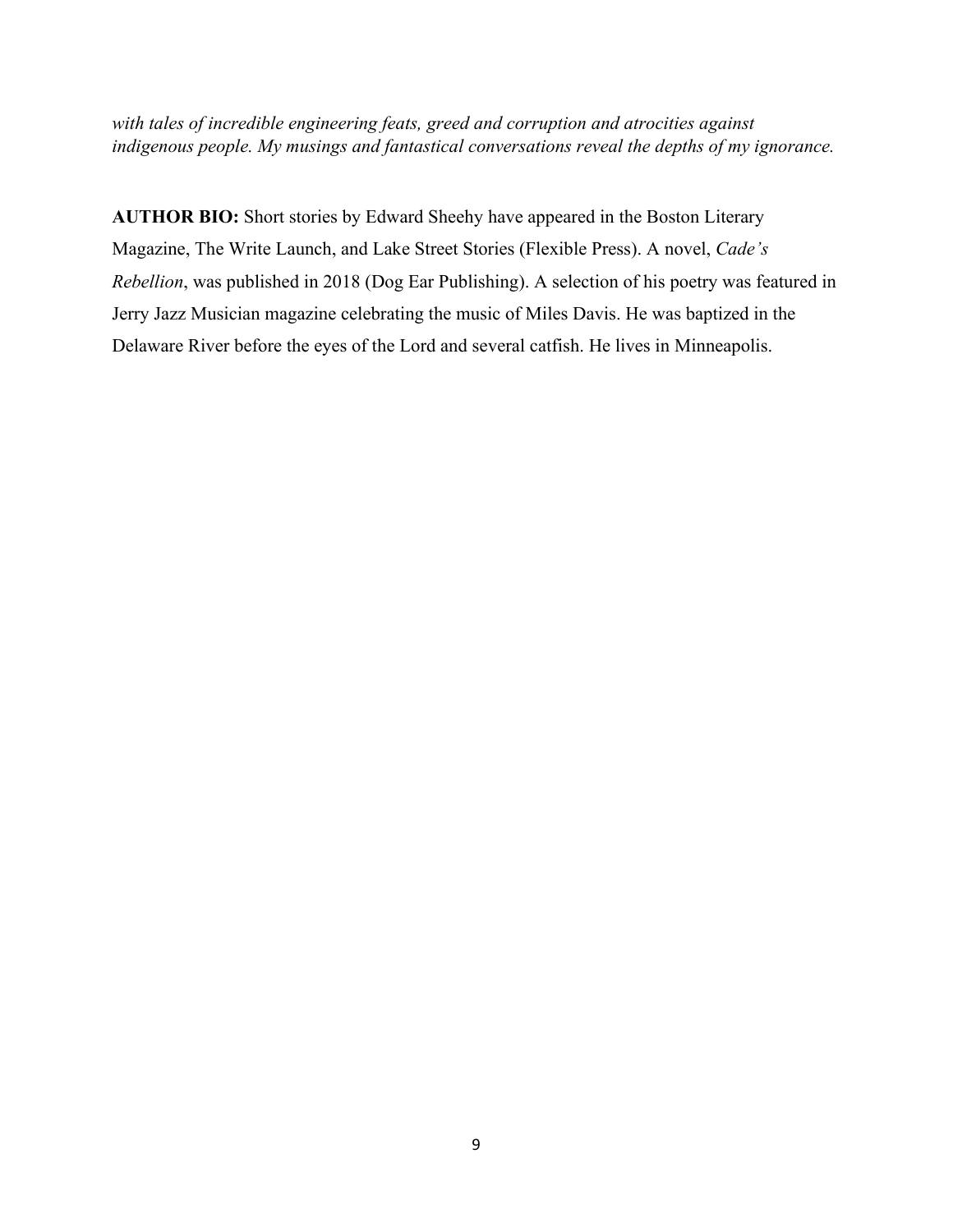*with tales of incredible engineering feats, greed and corruption and atrocities against indigenous people. My musings and fantastical conversations reveal the depths of my ignorance.*

**AUTHOR BIO:** Short stories by Edward Sheehy have appeared in the Boston Literary Magazine, The Write Launch, and Lake Street Stories (Flexible Press). A novel, *Cade's Rebellion*, was published in 2018 (Dog Ear Publishing). A selection of his poetry was featured in Jerry Jazz Musician magazine celebrating the music of Miles Davis. He was baptized in the Delaware River before the eyes of the Lord and several catfish. He lives in Minneapolis.